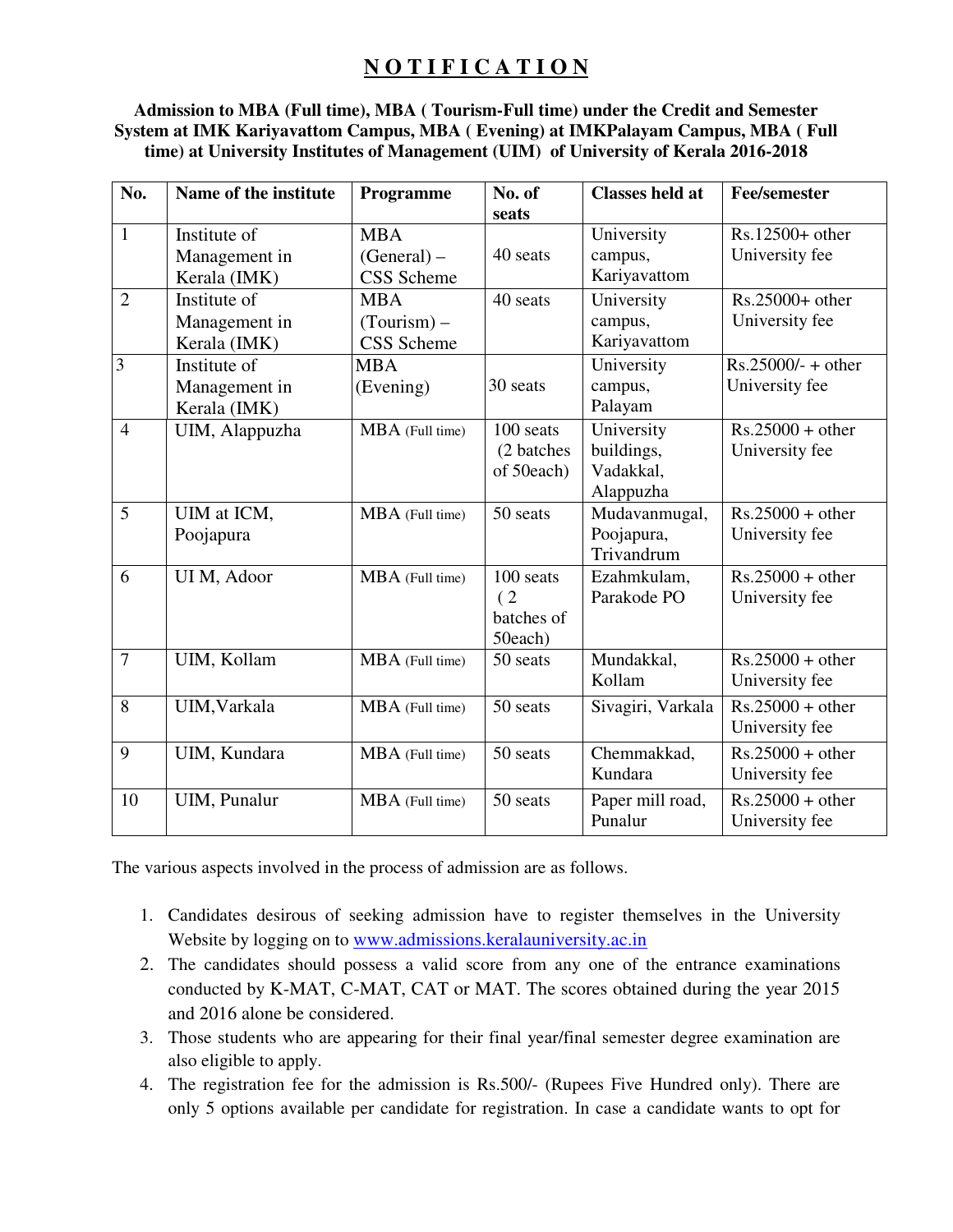# NOTIFICATION

**Admission to MBA (Full time), MBA ( Tourism-Full time) under the Credit and Semester System at IMK Kariyavattom Campus, MBA ( Evening) at IMKPalayam Campus, MBA ( Full time) at University Institutes of Management (UIM) of University of Kerala 2016-2018**

| No. | Name of the institute | Programme | No. of seats | Classes held at | Fee/semester |
|---|---|---|---|---|---|
| 1 | Institute of Management in Kerala (IMK) | MBA (General) – CSS Scheme | 40 seats | University campus, Kariyavattom | Rs.12500+ other University fee |
| 2 | Institute of Management in Kerala (IMK) | MBA (Tourism) – CSS Scheme | 40 seats | University campus, Kariyavattom | Rs.25000+ other University fee |
| 3 | Institute of Management in Kerala (IMK) | MBA (Evening) | 30 seats | University campus, Palayam | Rs.25000/- + other University fee |
| 4 | UIM, Alappuzha | MBA (Full time) | 100 seats (2 batches of 50each) | University buildings, Vadakkal, Alappuzha | Rs.25000 + other University fee |
| 5 | UIM at ICM, Poojapura | MBA (Full time) | 50 seats | Mudavanmugal, Poojapura, Trivandrum | Rs.25000 + other University fee |
| 6 | UI M, Adoor | MBA (Full time) | 100 seats ( 2 batches of 50each) | Ezahmkulam, Parakode PO | Rs.25000 + other University fee |
| 7 | UIM, Kollam | MBA (Full time) | 50 seats | Mundakkal, Kollam | Rs.25000 + other University fee |
| 8 | UIM,Varkala | MBA (Full time) | 50 seats | Sivagiri, Varkala | Rs.25000 + other University fee |
| 9 | UIM, Kundara | MBA (Full time) | 50 seats | Chemmakkad, Kundara | Rs.25000 + other University fee |
| 10 | UIM, Punalur | MBA (Full time) | 50 seats | Paper mill road, Punalur | Rs.25000 + other University fee |

The various aspects involved in the process of admission are as follows.

1. Candidates desirous of seeking admission have to register themselves in the University Website by logging on to www.admissions.keralauniversity.ac.in
2. The candidates should possess a valid score from any one of the entrance examinations conducted by K-MAT, C-MAT, CAT or MAT. The scores obtained during the year 2015 and 2016 alone be considered.
3. Those students who are appearing for their final year/final semester degree examination are also eligible to apply.
4. The registration fee for the admission is Rs.500/- (Rupees Five Hundred only). There are only 5 options available per candidate for registration. In case a candidate wants to opt for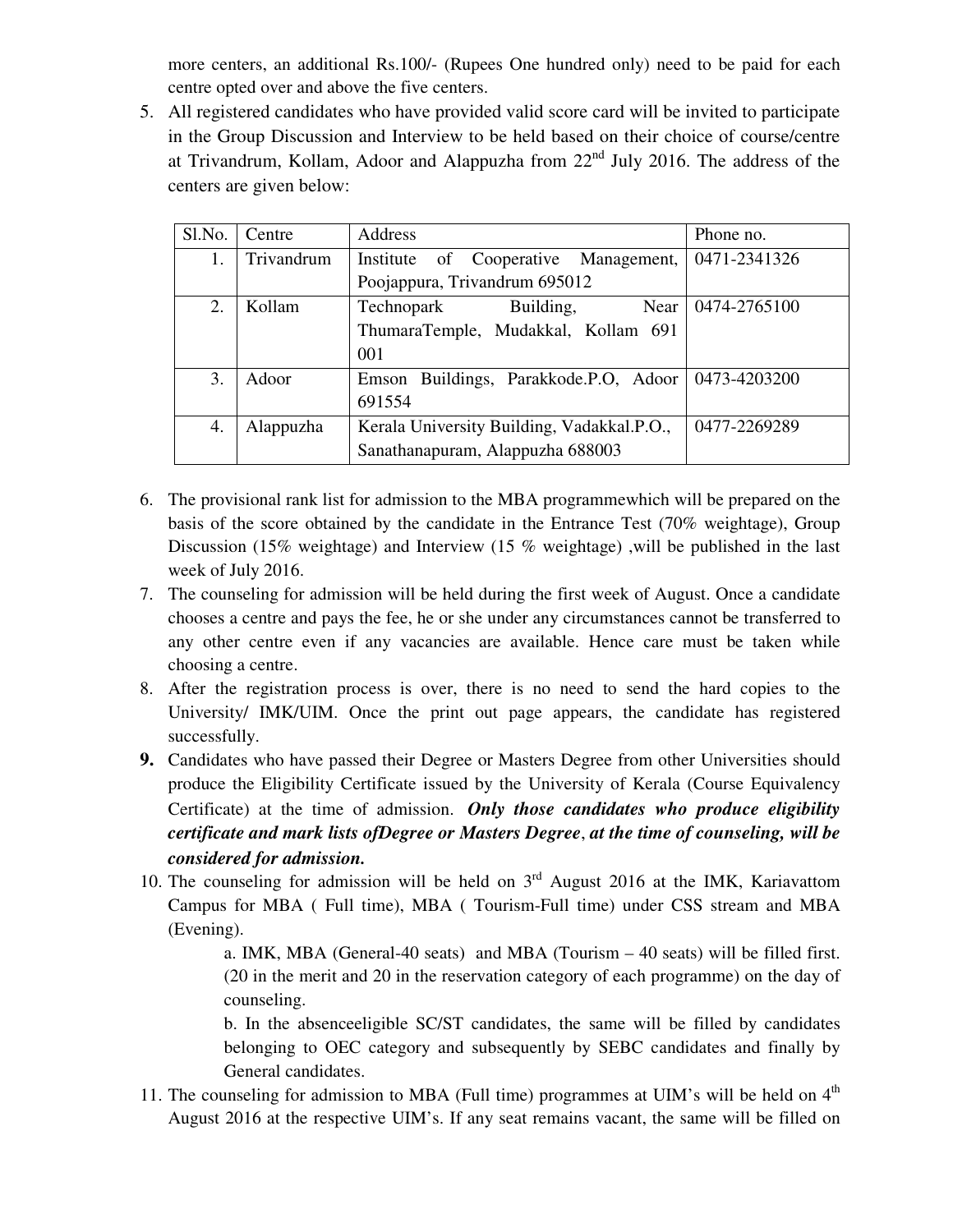more centers, an additional Rs.100/- (Rupees One hundred only) need to be paid for each centre opted over and above the five centers.

5. All registered candidates who have provided valid score card will be invited to participate in the Group Discussion and Interview to be held based on their choice of course/centre at Trivandrum, Kollam, Adoor and Alappuzha from 22nd July 2016. The address of the centers are given below:

| Sl.No. | Centre | Address | Phone no. |
|---|---|---|---|
| 1. | Trivandrum | Institute of Cooperative Management, Poojappura, Trivandrum 695012 | 0471-2341326 |
| 2. | Kollam | Technopark Building, Near ThumaraTemple, Mudakkal, Kollam 691 001 | 0474-2765100 |
| 3. | Adoor | Emson Buildings, Parakkode.P.O, Adoor 691554 | 0473-4203200 |
| 4. | Alappuzha | Kerala University Building, Vadakkal.P.O., Sanathanapuram, Alappuzha 688003 | 0477-2269289 |

6. The provisional rank list for admission to the MBA programmewhich will be prepared on the basis of the score obtained by the candidate in the Entrance Test (70% weightage), Group Discussion (15% weightage) and Interview (15 % weightage) ,will be published in the last week of July 2016.
7. The counseling for admission will be held during the first week of August. Once a candidate chooses a centre and pays the fee, he or she under any circumstances cannot be transferred to any other centre even if any vacancies are available. Hence care must be taken while choosing a centre.
8. After the registration process is over, there is no need to send the hard copies to the University/ IMK/UIM. Once the print out page appears, the candidate has registered successfully.
9. Candidates who have passed their Degree or Masters Degree from other Universities should produce the Eligibility Certificate issued by the University of Kerala (Course Equivalency Certificate) at the time of admission. ***Only those candidates who produce eligibility certificate and mark lists ofDegree or Masters Degree*, *at the time of counseling, will be considered for admission.***
10. The counseling for admission will be held on 3rd August 2016 at the IMK, Kariavattom Campus for MBA ( Full time), MBA ( Tourism-Full time) under CSS stream and MBA (Evening).

    a. IMK, MBA (General-40 seats) and MBA (Tourism – 40 seats) will be filled first. (20 in the merit and 20 in the reservation category of each programme) on the day of counseling.

    b. In the absenceeligible SC/ST candidates, the same will be filled by candidates belonging to OEC category and subsequently by SEBC candidates and finally by General candidates.

11. The counseling for admission to MBA (Full time) programmes at UIM's will be held on 4th August 2016 at the respective UIM's. If any seat remains vacant, the same will be filled on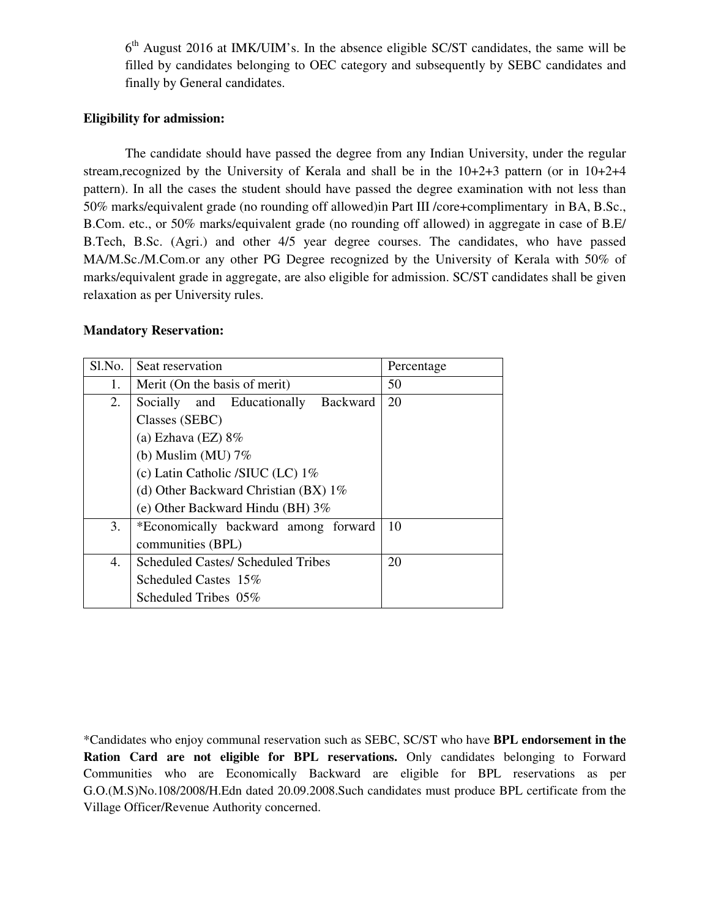6[th] August 2016 at IMK/UIM's. In the absence eligible SC/ST candidates, the same will be filled by candidates belonging to OEC category and subsequently by SEBC candidates and finally by General candidates.

**Eligibility for admission:**

The candidate should have passed the degree from any Indian University, under the regular stream,recognized by the University of Kerala and shall be in the 10+2+3 pattern (or in 10+2+4 pattern). In all the cases the student should have passed the degree examination with not less than 50% marks/equivalent grade (no rounding off allowed)in Part III /core+complimentary in BA, B.Sc., B.Com. etc., or 50% marks/equivalent grade (no rounding off allowed) in aggregate in case of B.E/ B.Tech, B.Sc. (Agri.) and other 4/5 year degree courses. The candidates, who have passed MA/M.Sc./M.Com.or any other PG Degree recognized by the University of Kerala with 50% of marks/equivalent grade in aggregate, are also eligible for admission. SC/ST candidates shall be given relaxation as per University rules.

**Mandatory Reservation:**

| Sl.No. | Seat reservation | Percentage |
|---|---|---|
| 1. | Merit (On the basis of merit) | 50 |
| 2. | Socially and Educationally Backward Classes (SEBC)<br>(a) Ezhava (EZ) 8%<br>(b) Muslim (MU) 7%<br>(c) Latin Catholic /SIUC (LC) 1%<br>(d) Other Backward Christian (BX) 1%<br>(e) Other Backward Hindu (BH) 3% | 20 |
| 3. | *Economically backward among forward communities (BPL) | 10 |
| 4. | Scheduled Castes/ Scheduled Tribes<br>Scheduled Castes 15%<br>Scheduled Tribes 05% | 20 |

*Candidates who enjoy communal reservation such as SEBC, SC/ST who have **BPL endorsement in the Ration Card are not eligible for BPL reservations.** Only candidates belonging to Forward Communities who are Economically Backward are eligible for BPL reservations as per G.O.(M.S)No.108/2008/H.Edn dated 20.09.2008.Such candidates must produce BPL certificate from the Village Officer/Revenue Authority concerned.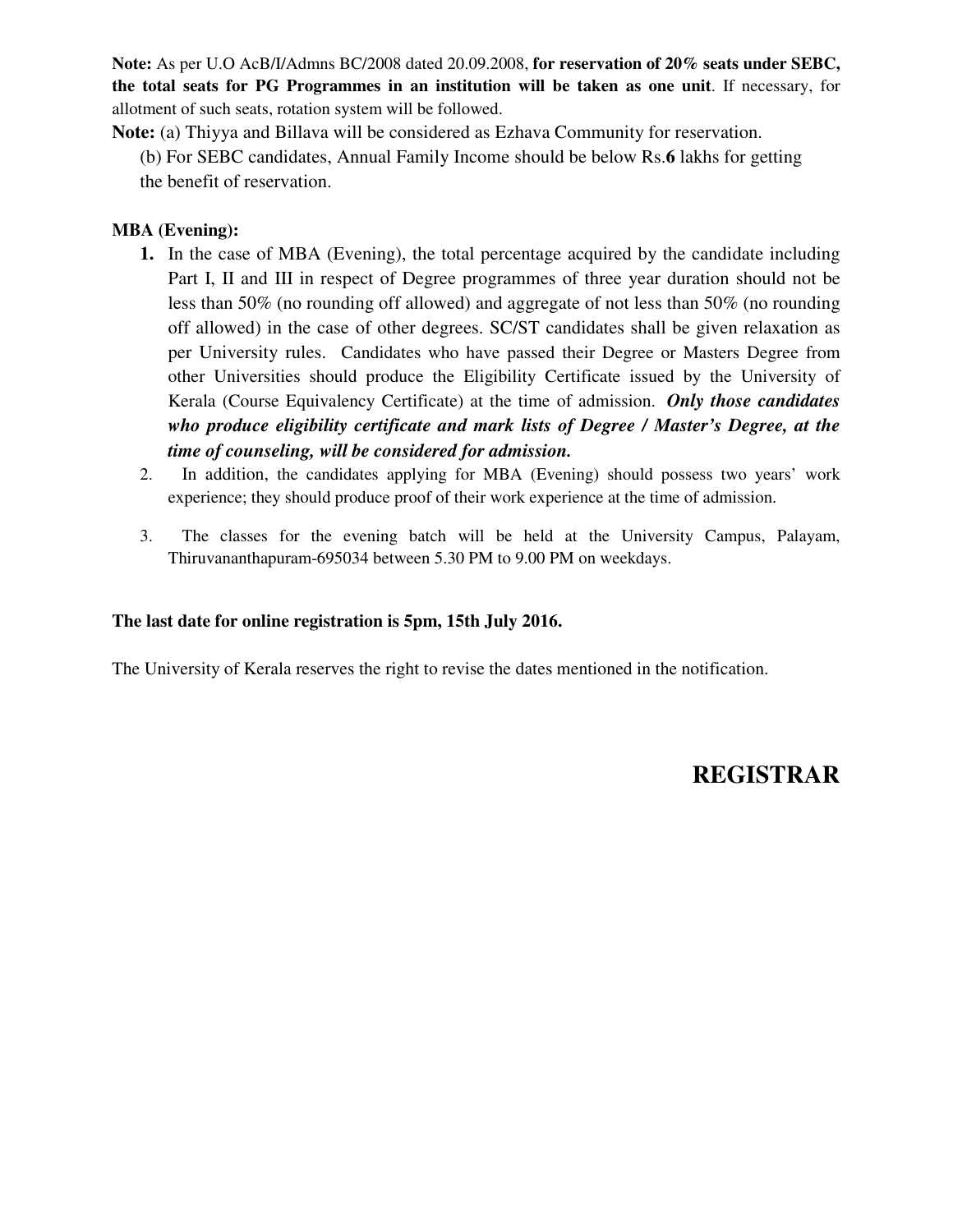**Note:** As per U.O AcB/I/Admns BC/2008 dated 20.09.2008, **for reservation of 20% seats under SEBC, the total seats for PG Programmes in an institution will be taken as one unit**. If necessary, for allotment of such seats, rotation system will be followed.

**Note:** (a) Thiyya and Billava will be considered as Ezhava Community for reservation.

(b) For SEBC candidates, Annual Family Income should be below Rs.**6** lakhs for getting the benefit of reservation.

**MBA (Evening):**

1. In the case of MBA (Evening), the total percentage acquired by the candidate including Part I, II and III in respect of Degree programmes of three year duration should not be less than 50% (no rounding off allowed) and aggregate of not less than 50% (no rounding off allowed) in the case of other degrees. SC/ST candidates shall be given relaxation as per University rules. Candidates who have passed their Degree or Masters Degree from other Universities should produce the Eligibility Certificate issued by the University of Kerala (Course Equivalency Certificate) at the time of admission. ***Only those candidates who produce eligibility certificate and mark lists of Degree / Master's Degree, at the time of counseling, will be considered for admission.***
2. In addition, the candidates applying for MBA (Evening) should possess two years' work experience; they should produce proof of their work experience at the time of admission.
3. The classes for the evening batch will be held at the University Campus, Palayam, Thiruvananthapuram-695034 between 5.30 PM to 9.00 PM on weekdays.

**The last date for online registration is 5pm, 15th July 2016.**

The University of Kerala reserves the right to revise the dates mentioned in the notification.

**REGISTRAR**